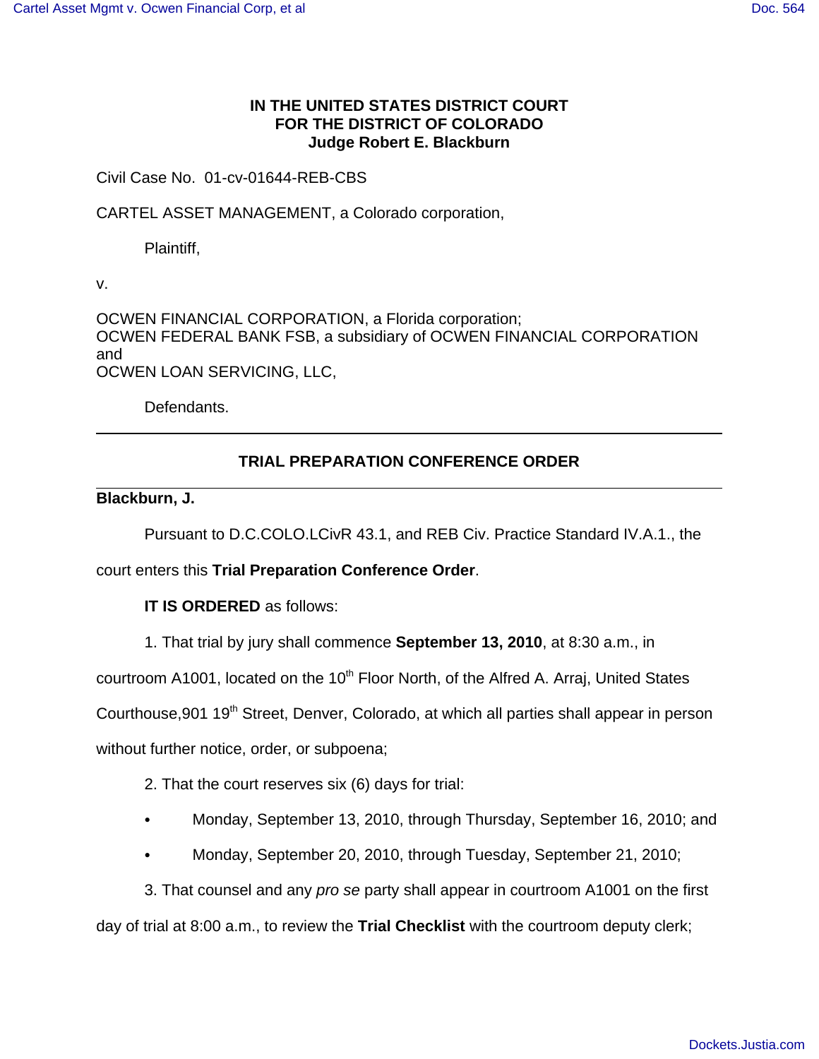**IN THE UNITED STATES DISTRICT COURT**
**FOR THE DISTRICT OF COLORADO**
**Judge Robert E. Blackburn**

Civil Case No. 01-cv-01644-REB-CBS

CARTEL ASSET MANAGEMENT, a Colorado corporation,

Plaintiff,

v.

OCWEN FINANCIAL CORPORATION, a Florida corporation;
OCWEN FEDERAL BANK FSB, a subsidiary of OCWEN FINANCIAL CORPORATION and
OCWEN LOAN SERVICING, LLC,

Defendants.

---

## TRIAL PREPARATION CONFERENCE ORDER

---

**Blackburn, J.**

Pursuant to D.C.COLO.LCivR 43.1, and REB Civ. Practice Standard IV.A.1., the court enters this **Trial Preparation Conference Order**.

**IT IS ORDERED** as follows:

1. That trial by jury shall commence **September 13, 2010**, at 8:30 a.m., in courtroom A1001, located on the 10th Floor North, of the Alfred A. Arraj, United States Courthouse,901 19th Street, Denver, Colorado, at which all parties shall appear in person without further notice, order, or subpoena;

2. That the court reserves six (6) days for trial:

- Monday, September 13, 2010, through Thursday, September 16, 2010; and
- Monday, September 20, 2010, through Tuesday, September 21, 2010;

3. That counsel and any *pro se* party shall appear in courtroom A1001 on the first day of trial at 8:00 a.m., to review the **Trial Checklist** with the courtroom deputy clerk;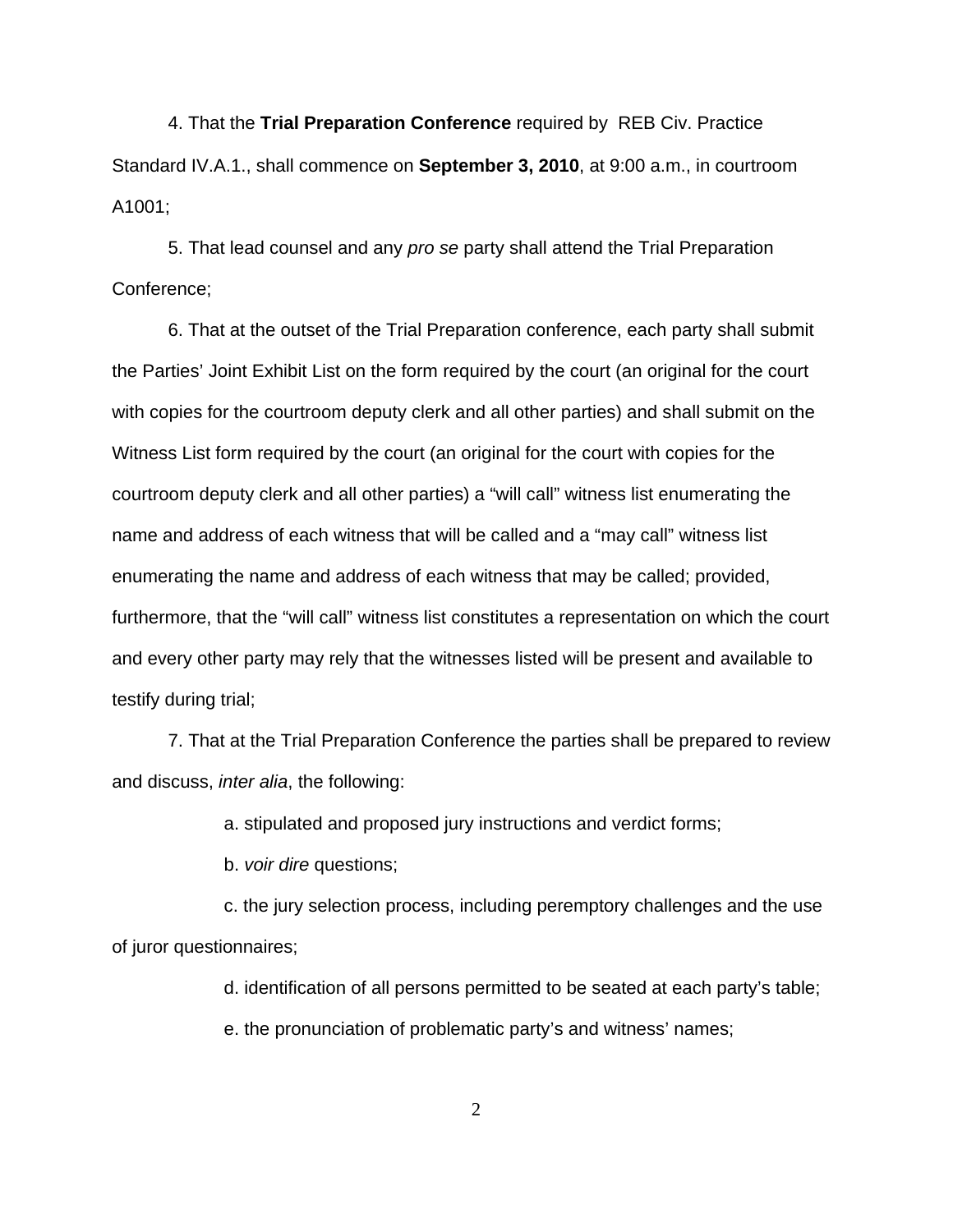4. That the **Trial Preparation Conference** required by REB Civ. Practice Standard IV.A.1., shall commence on **September 3, 2010**, at 9:00 a.m., in courtroom A1001;

5. That lead counsel and any *pro se* party shall attend the Trial Preparation Conference;

6. That at the outset of the Trial Preparation conference, each party shall submit the Parties' Joint Exhibit List on the form required by the court (an original for the court with copies for the courtroom deputy clerk and all other parties) and shall submit on the Witness List form required by the court (an original for the court with copies for the courtroom deputy clerk and all other parties) a "will call" witness list enumerating the name and address of each witness that will be called and a "may call" witness list enumerating the name and address of each witness that may be called; provided, furthermore, that the "will call" witness list constitutes a representation on which the court and every other party may rely that the witnesses listed will be present and available to testify during trial;

7. That at the Trial Preparation Conference the parties shall be prepared to review and discuss, *inter alia*, the following:

a. stipulated and proposed jury instructions and verdict forms;

b. *voir dire* questions;

c. the jury selection process, including peremptory challenges and the use of juror questionnaires;

d. identification of all persons permitted to be seated at each party's table;

e. the pronunciation of problematic party's and witness' names;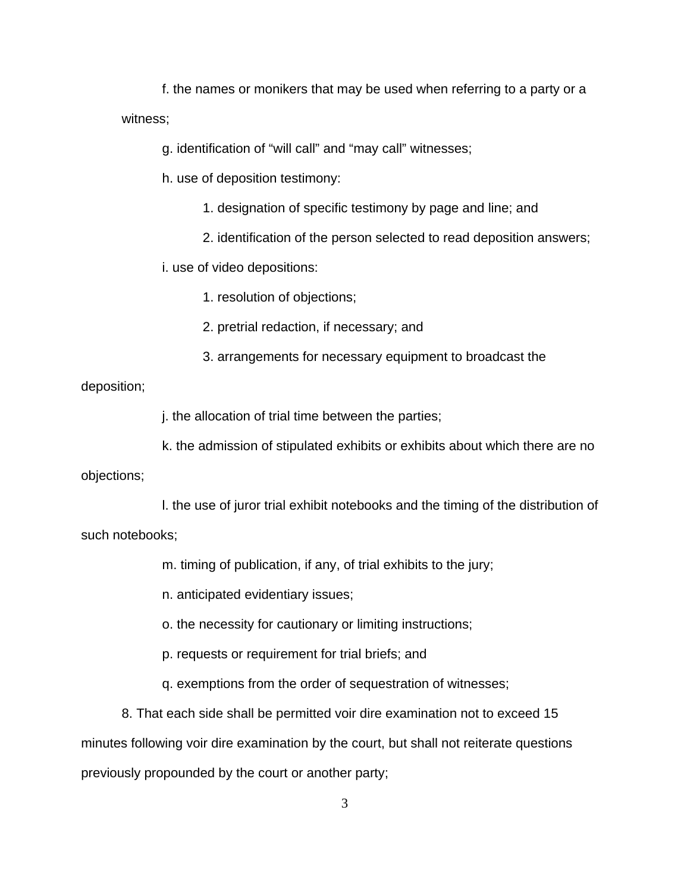f. the names or monikers that may be used when referring to a party or a witness;

g. identification of "will call" and "may call" witnesses;

h. use of deposition testimony:

1. designation of specific testimony by page and line; and

2. identification of the person selected to read deposition answers;

i. use of video depositions:

1. resolution of objections;

2. pretrial redaction, if necessary; and

3. arrangements for necessary equipment to broadcast the deposition;

j. the allocation of trial time between the parties;

k. the admission of stipulated exhibits or exhibits about which there are no objections;

l. the use of juror trial exhibit notebooks and the timing of the distribution of such notebooks;

m. timing of publication, if any, of trial exhibits to the jury;

n. anticipated evidentiary issues;

o. the necessity for cautionary or limiting instructions;

p. requests or requirement for trial briefs; and

q. exemptions from the order of sequestration of witnesses;

8. That each side shall be permitted voir dire examination not to exceed 15 minutes following voir dire examination by the court, but shall not reiterate questions previously propounded by the court or another party;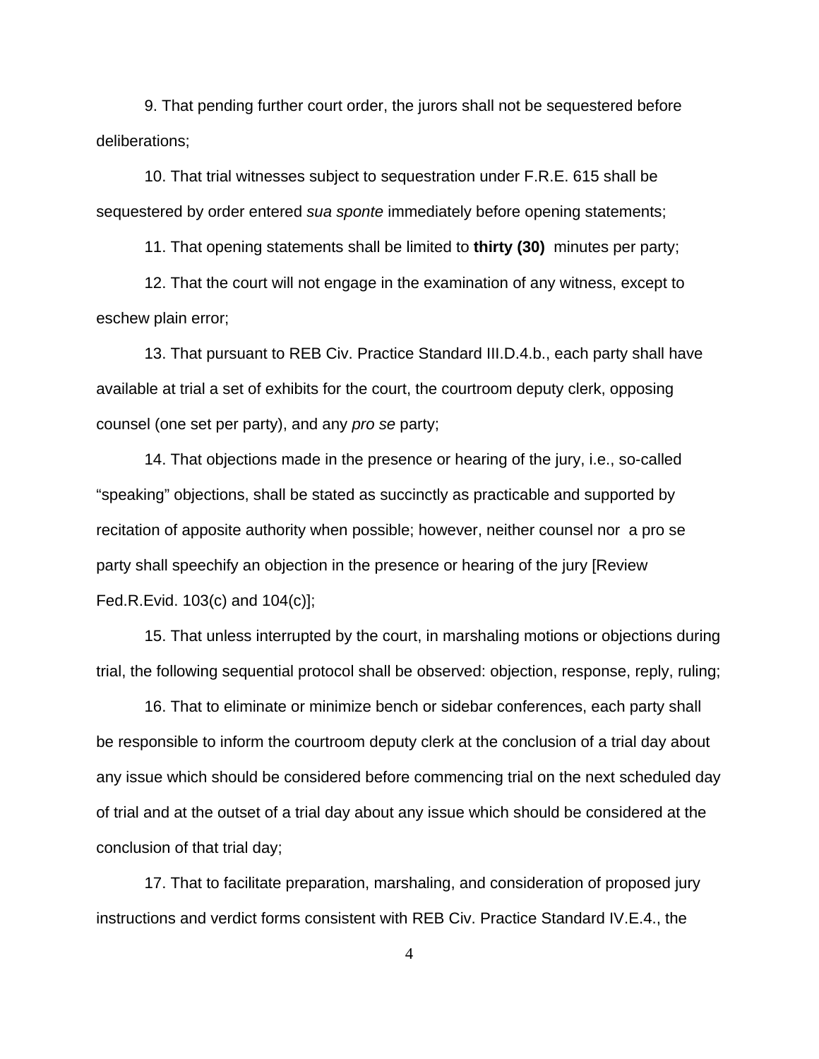9. That pending further court order, the jurors shall not be sequestered before deliberations;

10. That trial witnesses subject to sequestration under F.R.E. 615 shall be sequestered by order entered *sua sponte* immediately before opening statements;

11. That opening statements shall be limited to **thirty (30)** minutes per party;

12. That the court will not engage in the examination of any witness, except to eschew plain error;

13. That pursuant to REB Civ. Practice Standard III.D.4.b., each party shall have available at trial a set of exhibits for the court, the courtroom deputy clerk, opposing counsel (one set per party), and any *pro se* party;

14. That objections made in the presence or hearing of the jury, i.e., so-called "speaking" objections, shall be stated as succinctly as practicable and supported by recitation of apposite authority when possible; however, neither counsel nor a pro se party shall speechify an objection in the presence or hearing of the jury [Review Fed.R.Evid. 103(c) and 104(c)];

15. That unless interrupted by the court, in marshaling motions or objections during trial, the following sequential protocol shall be observed: objection, response, reply, ruling;

16. That to eliminate or minimize bench or sidebar conferences, each party shall be responsible to inform the courtroom deputy clerk at the conclusion of a trial day about any issue which should be considered before commencing trial on the next scheduled day of trial and at the outset of a trial day about any issue which should be considered at the conclusion of that trial day;

17. That to facilitate preparation, marshaling, and consideration of proposed jury instructions and verdict forms consistent with REB Civ. Practice Standard IV.E.4., the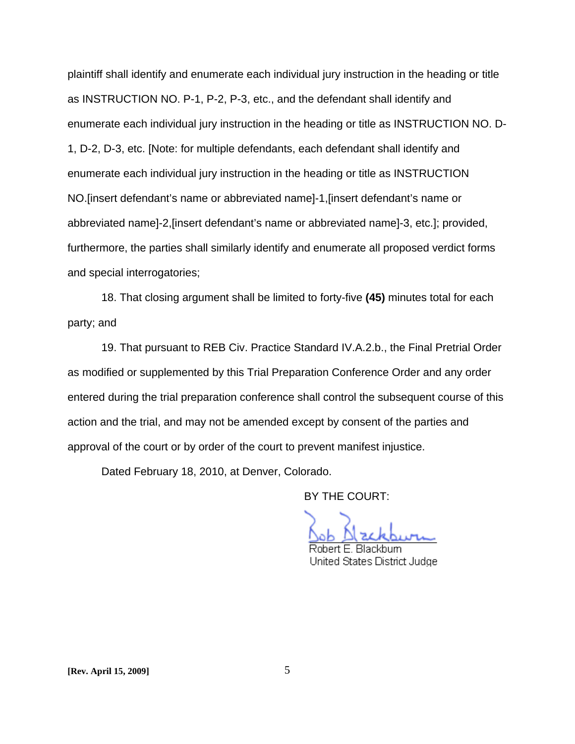plaintiff shall identify and enumerate each individual jury instruction in the heading or title as INSTRUCTION NO. P-1, P-2, P-3, etc., and the defendant shall identify and enumerate each individual jury instruction in the heading or title as INSTRUCTION NO. D-1, D-2, D-3, etc. [Note: for multiple defendants, each defendant shall identify and enumerate each individual jury instruction in the heading or title as INSTRUCTION NO.[insert defendant's name or abbreviated name]-1,[insert defendant's name or abbreviated name]-2,[insert defendant's name or abbreviated name]-3, etc.]; provided, furthermore, the parties shall similarly identify and enumerate all proposed verdict forms and special interrogatories;

18. That closing argument shall be limited to forty-five **(45)** minutes total for each party; and

19. That pursuant to REB Civ. Practice Standard IV.A.2.b., the Final Pretrial Order as modified or supplemented by this Trial Preparation Conference Order and any order entered during the trial preparation conference shall control the subsequent course of this action and the trial, and may not be amended except by consent of the parties and approval of the court or by order of the court to prevent manifest injustice.

Dated February 18, 2010, at Denver, Colorado.

BY THE COURT:

Robert E. Blackburn
United States District Judge

**[Rev. April 15, 2009]**